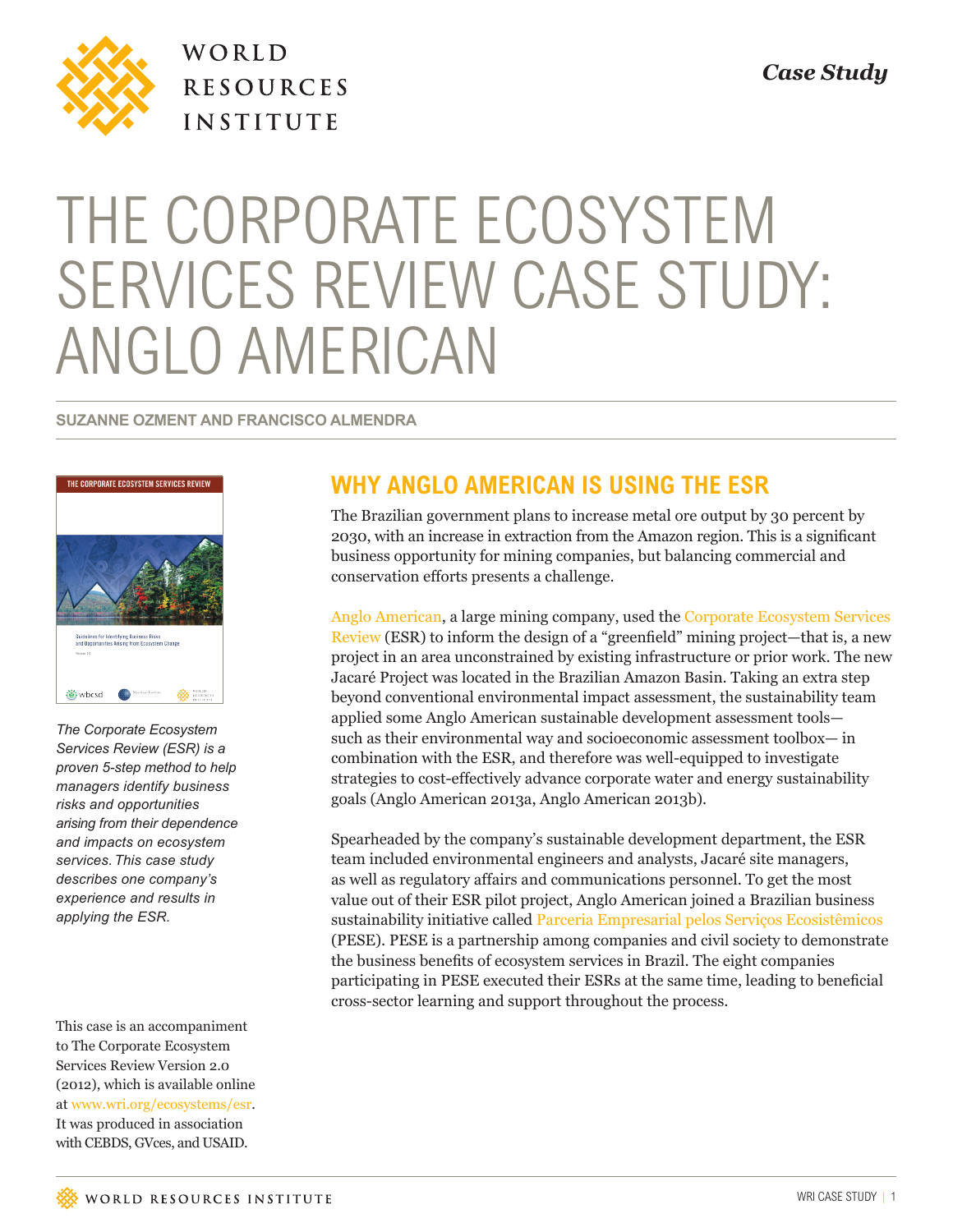*Case Study*

# THE CORPORATE ECOSYSTEM SERVICES REVIEW CASE STUDY: ANGLO AMERICAN

**SUZANNE OZMENT AND FRANCISCO ALMENDRA**

*The Corporate Ecosystem Services Review (ESR) is a proven 5-step method to help managers identify business risks and opportunities arising from their dependence and impacts on ecosystem services. This case study describes one company's experience and results in applying the ESR.*

This case is an accompaniment to The Corporate Ecosystem Services Review Version 2.0 (2012), which is available online at www.wri.org/ecosystems/esr. It was produced in association with CEBDS, GVces, and USAID.

## WHY ANGLO AMERICAN IS USING THE ESR

The Brazilian government plans to increase metal ore output by 30 percent by 2030, with an increase in extraction from the Amazon region. This is a significant business opportunity for mining companies, but balancing commercial and conservation efforts presents a challenge.

Anglo American, a large mining company, used the Corporate Ecosystem Services Review (ESR) to inform the design of a "greenfield" mining project—that is, a new project in an area unconstrained by existing infrastructure or prior work. The new Jacaré Project was located in the Brazilian Amazon Basin. Taking an extra step beyond conventional environmental impact assessment, the sustainability team applied some Anglo American sustainable development assessment tools— such as their environmental way and socioeconomic assessment toolbox— in combination with the ESR, and therefore was well-equipped to investigate strategies to cost-effectively advance corporate water and energy sustainability goals (Anglo American 2013a, Anglo American 2013b).

Spearheaded by the company's sustainable development department, the ESR team included environmental engineers and analysts, Jacaré site managers, as well as regulatory affairs and communications personnel. To get the most value out of their ESR pilot project, Anglo American joined a Brazilian business sustainability initiative called Parceria Empresarial pelos Serviços Ecosistêmicos (PESE). PESE is a partnership among companies and civil society to demonstrate the business benefits of ecosystem services in Brazil. The eight companies participating in PESE executed their ESRs at the same time, leading to beneficial cross-sector learning and support throughout the process.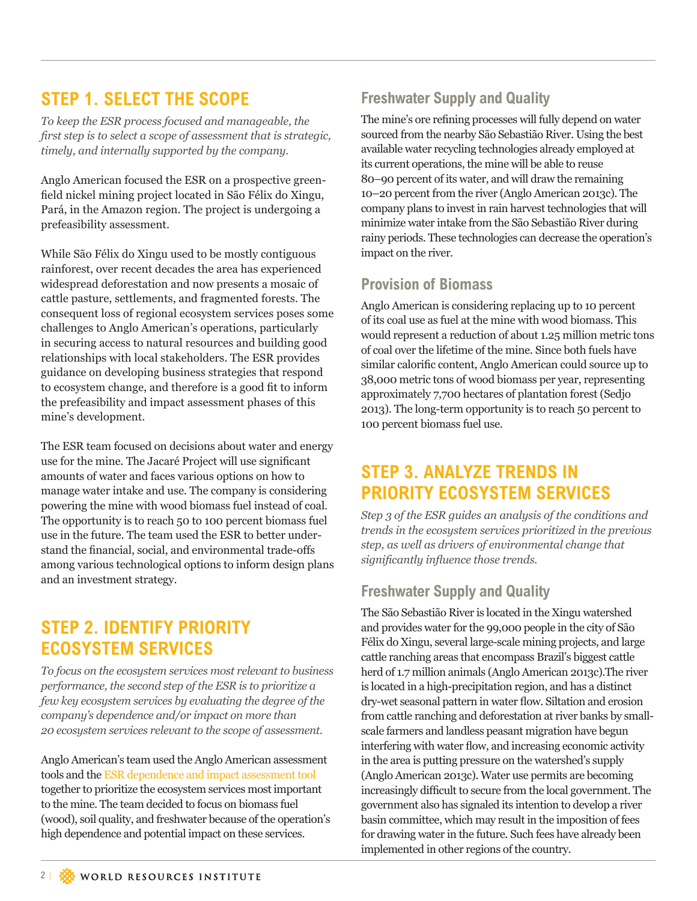## STEP 1. SELECT THE SCOPE

*To keep the ESR process focused and manageable, the first step is to select a scope of assessment that is strategic, timely, and internally supported by the company.*

Anglo American focused the ESR on a prospective greenfield nickel mining project located in São Félix do Xingu, Pará, in the Amazon region. The project is undergoing a prefeasibility assessment.

While São Félix do Xingu used to be mostly contiguous rainforest, over recent decades the area has experienced widespread deforestation and now presents a mosaic of cattle pasture, settlements, and fragmented forests. The consequent loss of regional ecosystem services poses some challenges to Anglo American's operations, particularly in securing access to natural resources and building good relationships with local stakeholders. The ESR provides guidance on developing business strategies that respond to ecosystem change, and therefore is a good fit to inform the prefeasibility and impact assessment phases of this mine's development.

The ESR team focused on decisions about water and energy use for the mine. The Jacaré Project will use significant amounts of water and faces various options on how to manage water intake and use. The company is considering powering the mine with wood biomass fuel instead of coal. The opportunity is to reach 50 to 100 percent biomass fuel use in the future. The team used the ESR to better understand the financial, social, and environmental trade-offs among various technological options to inform design plans and an investment strategy.

## STEP 2. IDENTIFY PRIORITY ECOSYSTEM SERVICES

*To focus on the ecosystem services most relevant to business performance, the second step of the ESR is to prioritize a few key ecosystem services by evaluating the degree of the company's dependence and/or impact on more than 20 ecosystem services relevant to the scope of assessment.*

Anglo American's team used the Anglo American assessment tools and the ESR dependence and impact assessment tool together to prioritize the ecosystem services most important to the mine. The team decided to focus on biomass fuel (wood), soil quality, and freshwater because of the operation's high dependence and potential impact on these services.

### Freshwater Supply and Quality

The mine's ore refining processes will fully depend on water sourced from the nearby São Sebastião River. Using the best available water recycling technologies already employed at its current operations, the mine will be able to reuse 80–90 percent of its water, and will draw the remaining 10–20 percent from the river (Anglo American 2013c). The company plans to invest in rain harvest technologies that will minimize water intake from the São Sebastião River during rainy periods. These technologies can decrease the operation's impact on the river.

### Provision of Biomass

Anglo American is considering replacing up to 10 percent of its coal use as fuel at the mine with wood biomass. This would represent a reduction of about 1.25 million metric tons of coal over the lifetime of the mine. Since both fuels have similar calorific content, Anglo American could source up to 38,000 metric tons of wood biomass per year, representing approximately 7,700 hectares of plantation forest (Sedjo 2013). The long-term opportunity is to reach 50 percent to 100 percent biomass fuel use.

## STEP 3. ANALYZE TRENDS IN PRIORITY ECOSYSTEM SERVICES

*Step 3 of the ESR guides an analysis of the conditions and trends in the ecosystem services prioritized in the previous step, as well as drivers of environmental change that significantly influence those trends.*

### Freshwater Supply and Quality

The São Sebastião River is located in the Xingu watershed and provides water for the 99,000 people in the city of São Félix do Xingu, several large-scale mining projects, and large cattle ranching areas that encompass Brazil's biggest cattle herd of 1.7 million animals (Anglo American 2013c).The river is located in a high-precipitation region, and has a distinct dry-wet seasonal pattern in water flow. Siltation and erosion from cattle ranching and deforestation at river banks by small-scale farmers and landless peasant migration have begun interfering with water flow, and increasing economic activity in the area is putting pressure on the watershed's supply (Anglo American 2013c). Water use permits are becoming increasingly difficult to secure from the local government. The government also has signaled its intention to develop a river basin committee, which may result in the imposition of fees for drawing water in the future. Such fees have already been implemented in other regions of the country.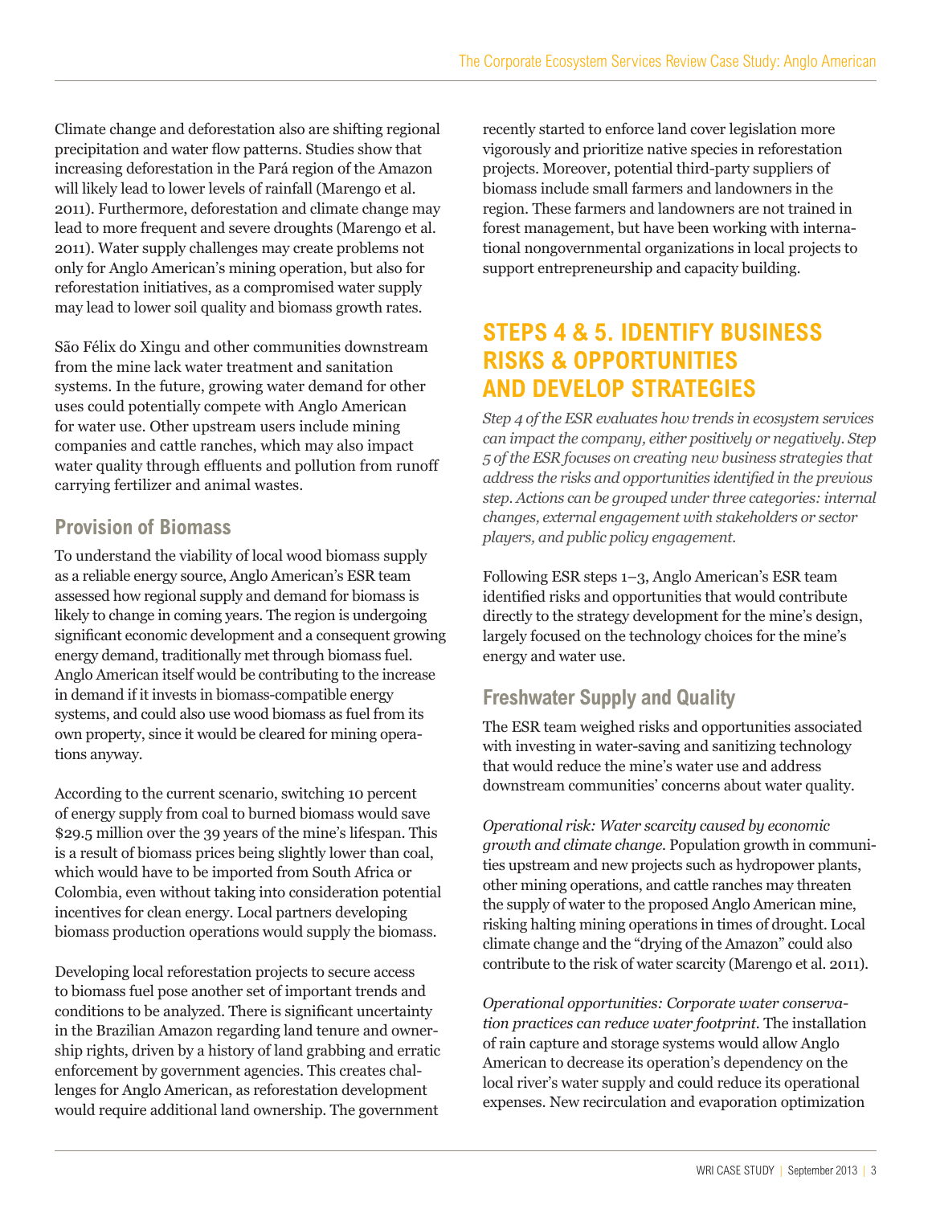Climate change and deforestation also are shifting regional precipitation and water flow patterns. Studies show that increasing deforestation in the Pará region of the Amazon will likely lead to lower levels of rainfall (Marengo et al. 2011). Furthermore, deforestation and climate change may lead to more frequent and severe droughts (Marengo et al. 2011). Water supply challenges may create problems not only for Anglo American's mining operation, but also for reforestation initiatives, as a compromised water supply may lead to lower soil quality and biomass growth rates.

São Félix do Xingu and other communities downstream from the mine lack water treatment and sanitation systems. In the future, growing water demand for other uses could potentially compete with Anglo American for water use. Other upstream users include mining companies and cattle ranches, which may also impact water quality through effluents and pollution from runoff carrying fertilizer and animal wastes.

### Provision of Biomass

To understand the viability of local wood biomass supply as a reliable energy source, Anglo American's ESR team assessed how regional supply and demand for biomass is likely to change in coming years. The region is undergoing significant economic development and a consequent growing energy demand, traditionally met through biomass fuel. Anglo American itself would be contributing to the increase in demand if it invests in biomass-compatible energy systems, and could also use wood biomass as fuel from its own property, since it would be cleared for mining operations anyway.

According to the current scenario, switching 10 percent of energy supply from coal to burned biomass would save $29.5 million over the 39 years of the mine's lifespan. This is a result of biomass prices being slightly lower than coal, which would have to be imported from South Africa or Colombia, even without taking into consideration potential incentives for clean energy. Local partners developing biomass production operations would supply the biomass.

Developing local reforestation projects to secure access to biomass fuel pose another set of important trends and conditions to be analyzed. There is significant uncertainty in the Brazilian Amazon regarding land tenure and ownership rights, driven by a history of land grabbing and erratic enforcement by government agencies. This creates challenges for Anglo American, as reforestation development would require additional land ownership. The government recently started to enforce land cover legislation more vigorously and prioritize native species in reforestation projects. Moreover, potential third-party suppliers of biomass include small farmers and landowners in the region. These farmers and landowners are not trained in forest management, but have been working with international nongovernmental organizations in local projects to support entrepreneurship and capacity building.

## STEPS 4 & 5. IDENTIFY BUSINESS RISKS & OPPORTUNITIES AND DEVELOP STRATEGIES

*Step 4 of the ESR evaluates how trends in ecosystem services can impact the company, either positively or negatively. Step 5 of the ESR focuses on creating new business strategies that address the risks and opportunities identified in the previous step. Actions can be grouped under three categories: internal changes, external engagement with stakeholders or sector players, and public policy engagement.*

Following ESR steps 1–3, Anglo American's ESR team identified risks and opportunities that would contribute directly to the strategy development for the mine's design, largely focused on the technology choices for the mine's energy and water use.

### Freshwater Supply and Quality

The ESR team weighed risks and opportunities associated with investing in water-saving and sanitizing technology that would reduce the mine's water use and address downstream communities' concerns about water quality.

*Operational risk: Water scarcity caused by economic growth and climate change.* Population growth in communities upstream and new projects such as hydropower plants, other mining operations, and cattle ranches may threaten the supply of water to the proposed Anglo American mine, risking halting mining operations in times of drought. Local climate change and the "drying of the Amazon" could also contribute to the risk of water scarcity (Marengo et al. 2011).

*Operational opportunities: Corporate water conservation practices can reduce water footprint.* The installation of rain capture and storage systems would allow Anglo American to decrease its operation's dependency on the local river's water supply and could reduce its operational expenses. New recirculation and evaporation optimization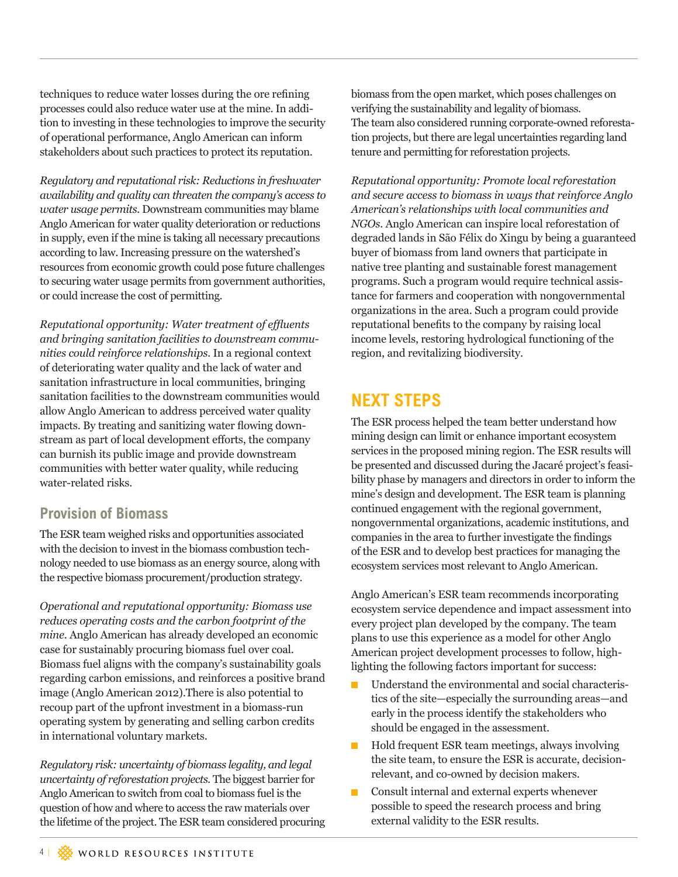techniques to reduce water losses during the ore refining processes could also reduce water use at the mine. In addition to investing in these technologies to improve the security of operational performance, Anglo American can inform stakeholders about such practices to protect its reputation.

*Regulatory and reputational risk: Reductions in freshwater availability and quality can threaten the company's access to water usage permits.* Downstream communities may blame Anglo American for water quality deterioration or reductions in supply, even if the mine is taking all necessary precautions according to law. Increasing pressure on the watershed's resources from economic growth could pose future challenges to securing water usage permits from government authorities, or could increase the cost of permitting.

*Reputational opportunity: Water treatment of effluents and bringing sanitation facilities to downstream communities could reinforce relationships.* In a regional context of deteriorating water quality and the lack of water and sanitation infrastructure in local communities, bringing sanitation facilities to the downstream communities would allow Anglo American to address perceived water quality impacts. By treating and sanitizing water flowing downstream as part of local development efforts, the company can burnish its public image and provide downstream communities with better water quality, while reducing water-related risks.

### Provision of Biomass

The ESR team weighed risks and opportunities associated with the decision to invest in the biomass combustion technology needed to use biomass as an energy source, along with the respective biomass procurement/production strategy.

*Operational and reputational opportunity: Biomass use reduces operating costs and the carbon footprint of the mine.* Anglo American has already developed an economic case for sustainably procuring biomass fuel over coal. Biomass fuel aligns with the company's sustainability goals regarding carbon emissions, and reinforces a positive brand image (Anglo American 2012).There is also potential to recoup part of the upfront investment in a biomass-run operating system by generating and selling carbon credits in international voluntary markets.

*Regulatory risk: uncertainty of biomass legality, and legal uncertainty of reforestation projects.* The biggest barrier for Anglo American to switch from coal to biomass fuel is the question of how and where to access the raw materials over the lifetime of the project. The ESR team considered procuring biomass from the open market, which poses challenges on verifying the sustainability and legality of biomass. The team also considered running corporate-owned reforestation projects, but there are legal uncertainties regarding land tenure and permitting for reforestation projects.

*Reputational opportunity: Promote local reforestation and secure access to biomass in ways that reinforce Anglo American's relationships with local communities and NGOs.* Anglo American can inspire local reforestation of degraded lands in São Félix do Xingu by being a guaranteed buyer of biomass from land owners that participate in native tree planting and sustainable forest management programs. Such a program would require technical assistance for farmers and cooperation with nongovernmental organizations in the area. Such a program could provide reputational benefits to the company by raising local income levels, restoring hydrological functioning of the region, and revitalizing biodiversity.

## NEXT STEPS

The ESR process helped the team better understand how mining design can limit or enhance important ecosystem services in the proposed mining region. The ESR results will be presented and discussed during the Jacaré project's feasibility phase by managers and directors in order to inform the mine's design and development. The ESR team is planning continued engagement with the regional government, nongovernmental organizations, academic institutions, and companies in the area to further investigate the findings of the ESR and to develop best practices for managing the ecosystem services most relevant to Anglo American.

Anglo American's ESR team recommends incorporating ecosystem service dependence and impact assessment into every project plan developed by the company. The team plans to use this experience as a model for other Anglo American project development processes to follow, highlighting the following factors important for success:

- Understand the environmental and social characteristics of the site—especially the surrounding areas—and early in the process identify the stakeholders who should be engaged in the assessment.
- Hold frequent ESR team meetings, always involving the site team, to ensure the ESR is accurate, decision-relevant, and co-owned by decision makers.
- Consult internal and external experts whenever possible to speed the research process and bring external validity to the ESR results.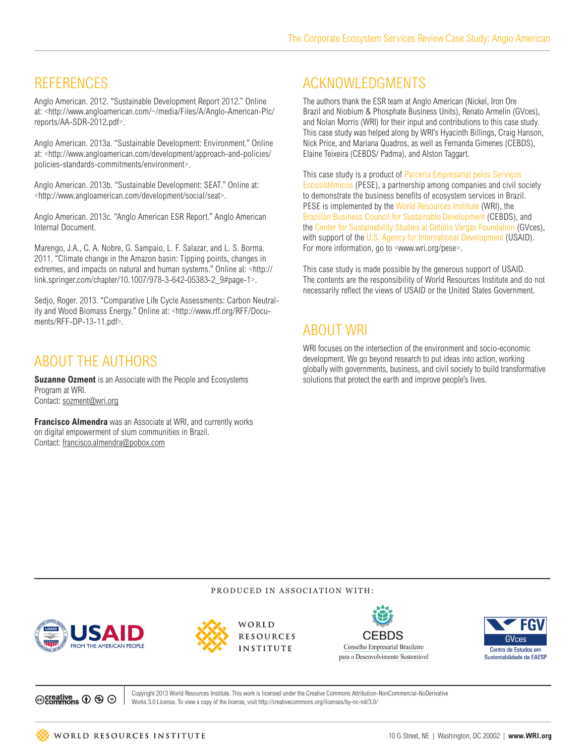## REFERENCES

Anglo American. 2012. "Sustainable Development Report 2012." Online at: <http://www.angloamerican.com/~/media/Files/A/Anglo-American-Plc/reports/AA-SDR-2012.pdf>.

Anglo American. 2013a. "Sustainable Development: Environment." Online at: <http://www.angloamerican.com/development/approach-and-policies/policies-standards-commitments/environment>.

Anglo American. 2013b. "Sustainable Development: SEAT." Online at: <http://www.angloamerican.com/development/social/seat>.

Anglo American. 2013c. "Anglo American ESR Report." Anglo American Internal Document.

Marengo, J.A., C. A. Nobre, G. Sampaio, L. F. Salazar, and L. S. Borma. 2011. "Climate change in the Amazon basin: Tipping points, changes in extremes, and impacts on natural and human systems." Online at: <http://link.springer.com/chapter/10.1007/978-3-642-05383-2_9#page-1>.

Sedjo, Roger. 2013. "Comparative Life Cycle Assessments: Carbon Neutrality and Wood Biomass Energy." Online at: <http://www.rff.org/RFF/Documents/RFF-DP-13-11.pdf>.

## ABOUT THE AUTHORS

**Suzanne Ozment** is an Associate with the People and Ecosystems Program at WRI.
Contact: sozment@wri.org

**Francisco Almendra** was an Associate at WRI, and currently works on digital empowerment of slum communities in Brazil.
Contact: francisco.almendra@pobox.com

## ACKNOWLEDGMENTS

The authors thank the ESR team at Anglo American (Nickel, Iron Ore Brazil and Niobium & Phosphate Business Units), Renato Armelin (GVces), and Nolan Morris (WRI) for their input and contributions to this case study. This case study was helped along by WRI's Hyacinth Billings, Craig Hanson, Nick Price, and Mariana Quadros, as well as Fernanda Gimenes (CEBDS), Elaine Teixeira (CEBDS/ Padma), and Alston Taggart.

This case study is a product of Parceria Empresarial pelos Serviços Ecossistêmicos (PESE), a partnership among companies and civil society to demonstrate the business benefits of ecosystem services in Brazil. PESE is implemented by the World Resources Institute (WRI), the Brazilian Business Council for Sustainable Development (CEBDS), and the Center for Sustainability Studies at Getúlio Vargas Foundation (GVces), with support of the U.S. Agency for International Development (USAID). For more information, go to <www.wri.org/pese>.

This case study is made possible by the generous support of USAID. The contents are the responsibility of World Resources Institute and do not necessarily reflect the views of USAID or the United States Government.

## ABOUT WRI

WRI focuses on the intersection of the environment and socio-economic development. We go beyond research to put ideas into action, working globally with governments, business, and civil society to build transformative solutions that protect the earth and improve people's lives.

PRODUCED IN ASSOCIATION WITH:

USAID FROM THE AMERICAN PEOPLE

WORLD RESOURCES INSTITUTE

CEBDS Conselho Empresarial Brasileiro para o Desenvolvimento Sustentável

FGV GVces Centro de Estudos em Sustentabilidade da EAESP

Copyright 2013 World Resources Institute. This work is licensed under the Creative Commons Attribution-NonCommercial-NoDerivative Works 3.0 License. To view a copy of the license, visit http://creativecommons.org/licenses/by-nc-nd/3.0/

WORLD RESOURCES INSTITUTE

10 G Street, NE | Washington, DC 20002 | **www.WRI.org**